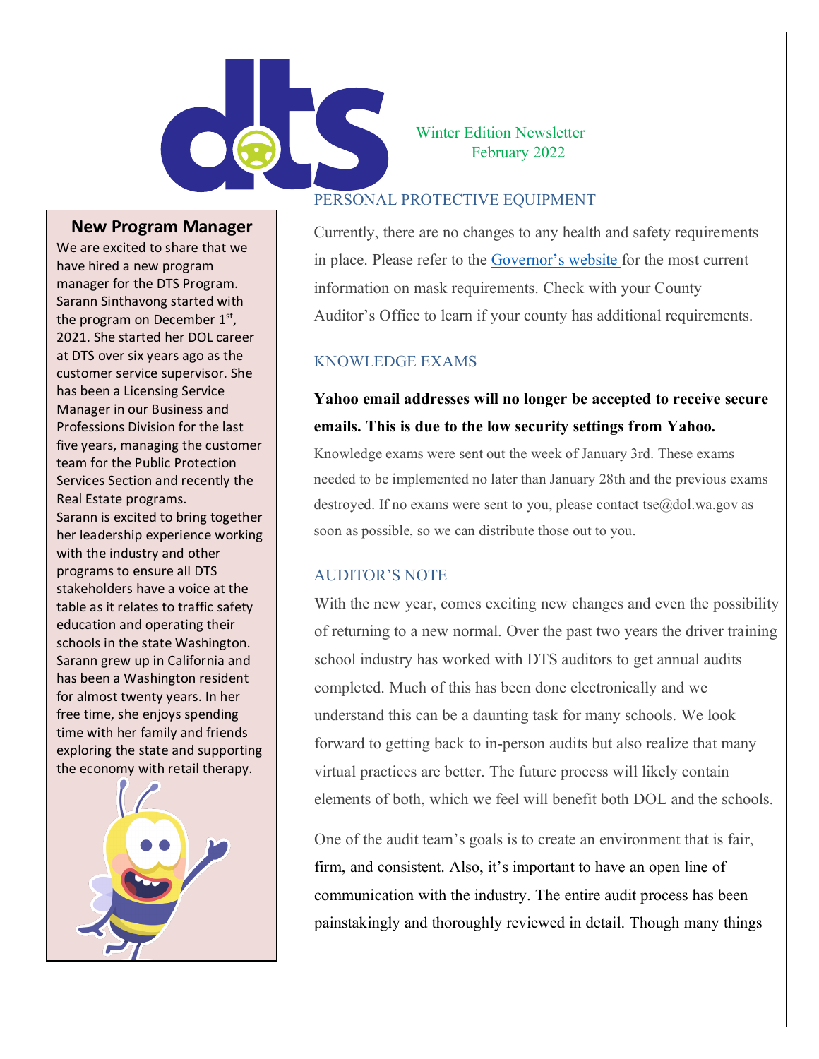Winter Edition Newsletter
February 2022

## New Program Manager

We are excited to share that we have hired a new program manager for the DTS Program. Sarann Sinthavong started with the program on December 1st, 2021. She started her DOL career at DTS over six years ago as the customer service supervisor. She has been a Licensing Service Manager in our Business and Professions Division for the last five years, managing the customer team for the Public Protection Services Section and recently the Real Estate programs.

Sarann is excited to bring together her leadership experience working with the industry and other programs to ensure all DTS stakeholders have a voice at the table as it relates to traffic safety education and operating their schools in the state Washington. Sarann grew up in California and has been a Washington resident for almost twenty years. In her free time, she enjoys spending time with her family and friends exploring the state and supporting the economy with retail therapy.

## PERSONAL PROTECTIVE EQUIPMENT

Currently, there are no changes to any health and safety requirements in place. Please refer to the Governor's website for the most current information on mask requirements. Check with your County Auditor's Office to learn if your county has additional requirements.

## KNOWLEDGE EXAMS

**Yahoo email addresses will no longer be accepted to receive secure emails. This is due to the low security settings from Yahoo.**

Knowledge exams were sent out the week of January 3rd. These exams needed to be implemented no later than January 28th and the previous exams destroyed. If no exams were sent to you, please contact tse@dol.wa.gov as soon as possible, so we can distribute those out to you.

## AUDITOR'S NOTE

With the new year, comes exciting new changes and even the possibility of returning to a new normal. Over the past two years the driver training school industry has worked with DTS auditors to get annual audits completed. Much of this has been done electronically and we understand this can be a daunting task for many schools. We look forward to getting back to in-person audits but also realize that many virtual practices are better. The future process will likely contain elements of both, which we feel will benefit both DOL and the schools.

One of the audit team's goals is to create an environment that is fair, firm, and consistent. Also, it's important to have an open line of communication with the industry. The entire audit process has been painstakingly and thoroughly reviewed in detail. Though many things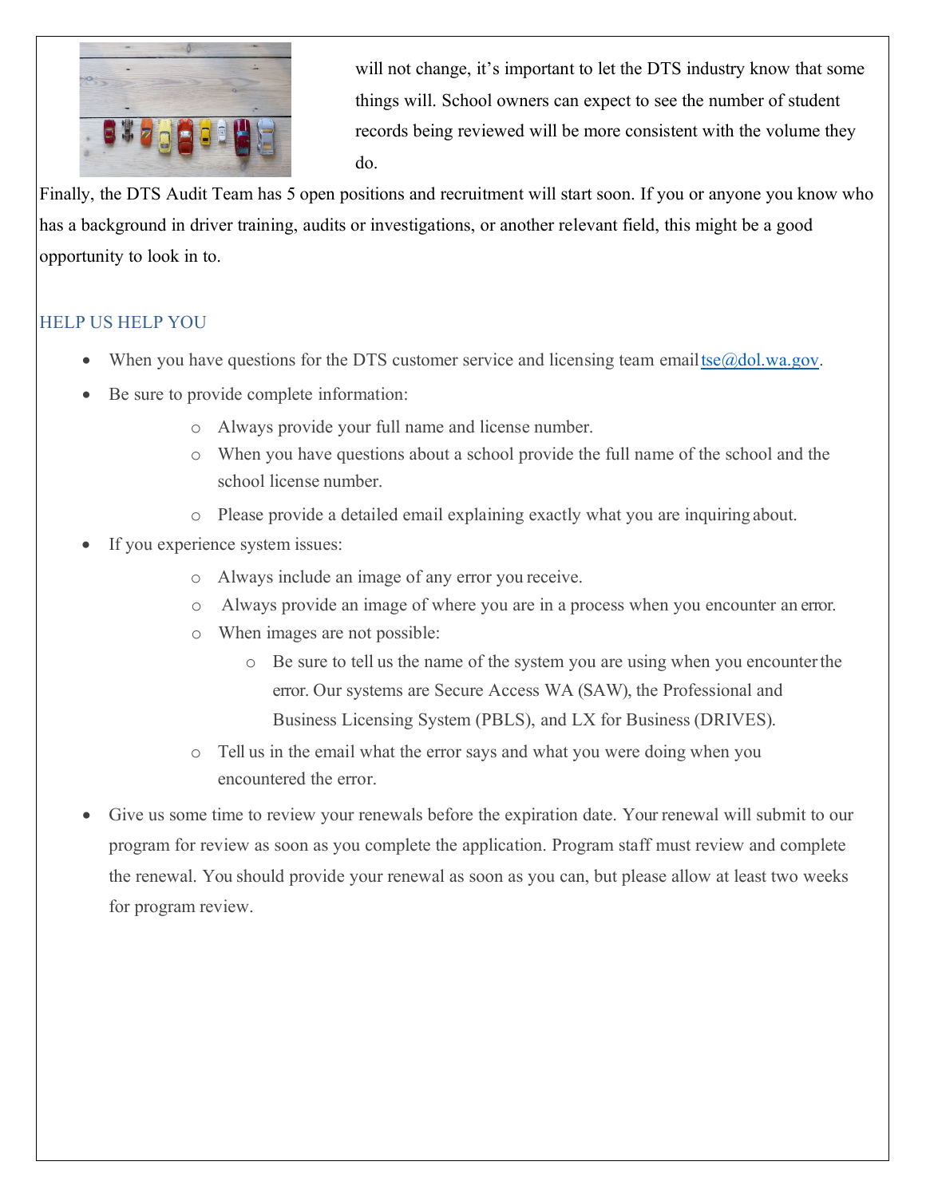will not change, it's important to let the DTS industry know that some things will. School owners can expect to see the number of student records being reviewed will be more consistent with the volume they do.

Finally, the DTS Audit Team has 5 open positions and recruitment will start soon. If you or anyone you know who has a background in driver training, audits or investigations, or another relevant field, this might be a good opportunity to look in to.

## HELP US HELP YOU

- When you have questions for the DTS customer service and licensing team email tse@dol.wa.gov.
- Be sure to provide complete information:
  - Always provide your full name and license number.
  - When you have questions about a school provide the full name of the school and the school license number.
  - Please provide a detailed email explaining exactly what you are inquiring about.
- If you experience system issues:
  - Always include an image of any error you receive.
  - Always provide an image of where you are in a process when you encounter an error.
  - When images are not possible:
    - Be sure to tell us the name of the system you are using when you encounter the error. Our systems are Secure Access WA (SAW), the Professional and Business Licensing System (PBLS), and LX for Business (DRIVES).
  - Tell us in the email what the error says and what you were doing when you encountered the error.
- Give us some time to review your renewals before the expiration date. Your renewal will submit to our program for review as soon as you complete the application. Program staff must review and complete the renewal. You should provide your renewal as soon as you can, but please allow at least two weeks for program review.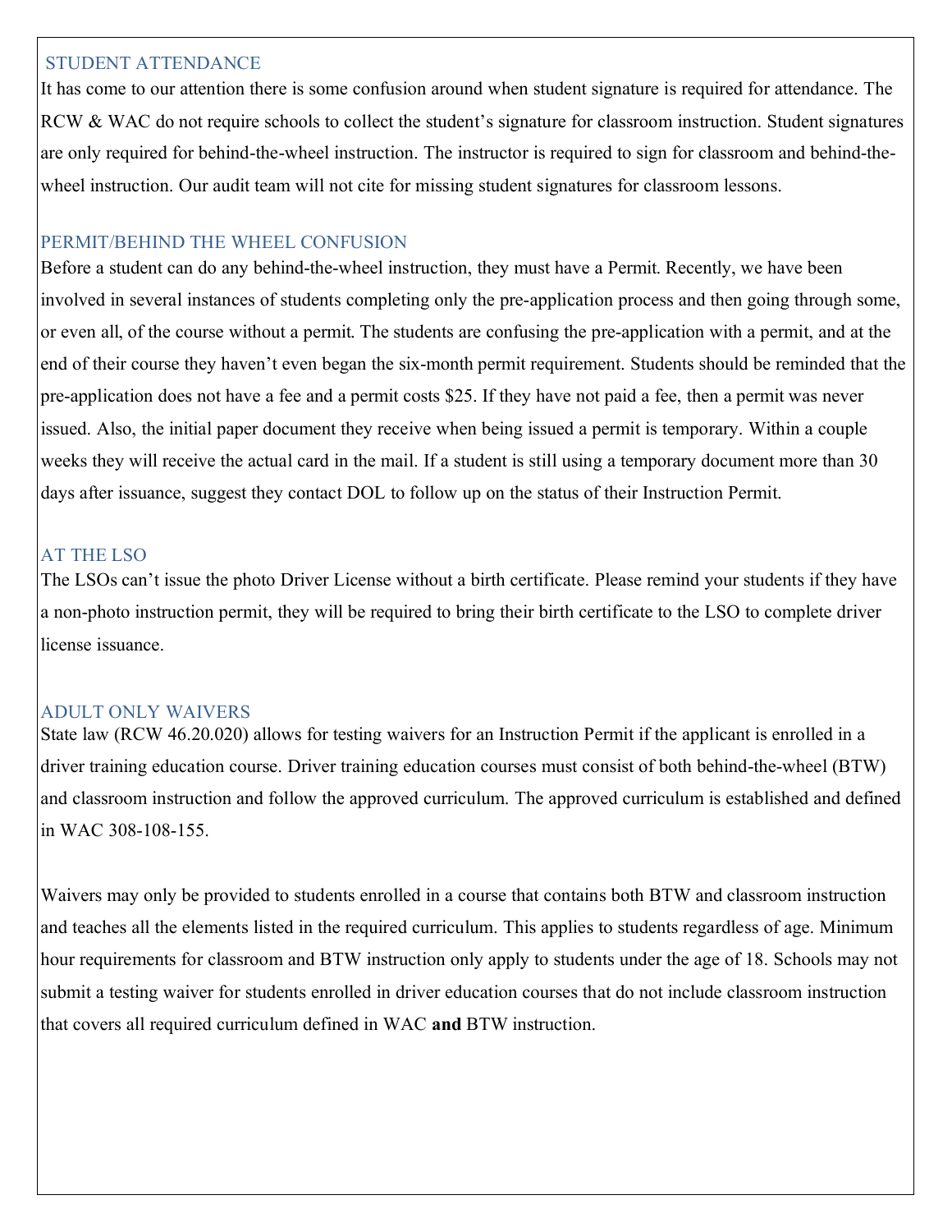## STUDENT ATTENDANCE

It has come to our attention there is some confusion around when student signature is required for attendance. The RCW & WAC do not require schools to collect the student's signature for classroom instruction. Student signatures are only required for behind-the-wheel instruction. The instructor is required to sign for classroom and behind-the-wheel instruction. Our audit team will not cite for missing student signatures for classroom lessons.

## PERMIT/BEHIND THE WHEEL CONFUSION

Before a student can do any behind-the-wheel instruction, they must have a Permit. Recently, we have been involved in several instances of students completing only the pre-application process and then going through some, or even all, of the course without a permit. The students are confusing the pre-application with a permit, and at the end of their course they haven't even began the six-month permit requirement. Students should be reminded that the pre-application does not have a fee and a permit costs $25. If they have not paid a fee, then a permit was never issued. Also, the initial paper document they receive when being issued a permit is temporary. Within a couple weeks they will receive the actual card in the mail. If a student is still using a temporary document more than 30 days after issuance, suggest they contact DOL to follow up on the status of their Instruction Permit.

## AT THE LSO

The LSOs can't issue the photo Driver License without a birth certificate. Please remind your students if they have a non-photo instruction permit, they will be required to bring their birth certificate to the LSO to complete driver license issuance.

## ADULT ONLY WAIVERS

State law (RCW 46.20.020) allows for testing waivers for an Instruction Permit if the applicant is enrolled in a driver training education course. Driver training education courses must consist of both behind-the-wheel (BTW) and classroom instruction and follow the approved curriculum. The approved curriculum is established and defined in WAC 308-108-155.

Waivers may only be provided to students enrolled in a course that contains both BTW and classroom instruction and teaches all the elements listed in the required curriculum. This applies to students regardless of age. Minimum hour requirements for classroom and BTW instruction only apply to students under the age of 18. Schools may not submit a testing waiver for students enrolled in driver education courses that do not include classroom instruction that covers all required curriculum defined in WAC **and** BTW instruction.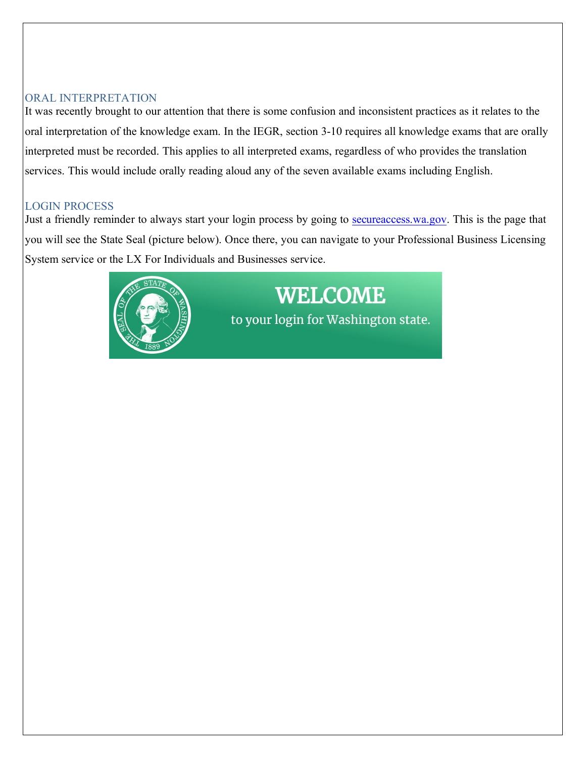## ORAL INTERPRETATION

It was recently brought to our attention that there is some confusion and inconsistent practices as it relates to the oral interpretation of the knowledge exam. In the IEGR, section 3-10 requires all knowledge exams that are orally interpreted must be recorded. This applies to all interpreted exams, regardless of who provides the translation services. This would include orally reading aloud any of the seven available exams including English.

## LOGIN PROCESS

Just a friendly reminder to always start your login process by going to [secureaccess.wa.gov](https://secureaccess.wa.gov). This is the page that you will see the State Seal (picture below). Once there, you can navigate to your Professional Business Licensing System service or the LX For Individuals and Businesses service.